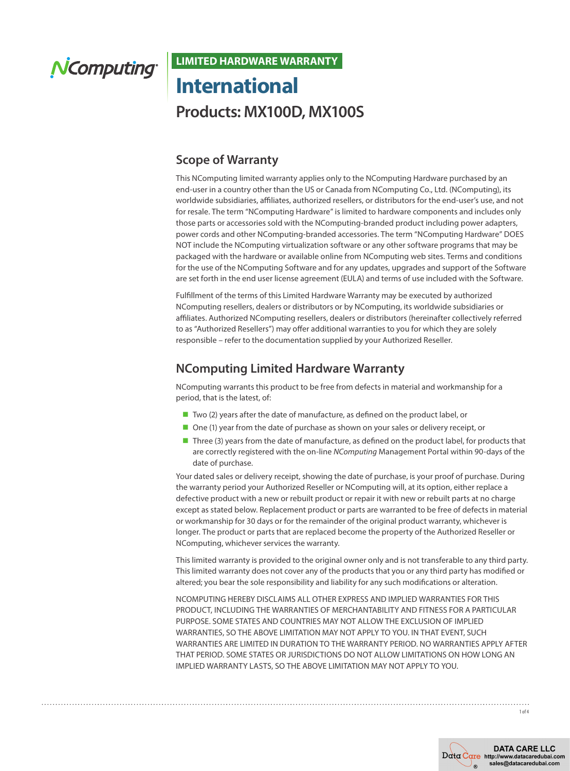NComputing

**LIMITED HARDWARE WARRANTY**

# International

## Products: MX100D, MX100S

### Scope of Warranty

This NComputing limited warranty applies only to the NComputing Hardware purchased by an end-user in a country other than the US or Canada from NComputing Co., Ltd. (NComputing), its worldwide subsidiaries, affiliates, authorized resellers, or distributors for the end-user's use, and not for resale. The term "NComputing Hardware" is limited to hardware components and includes only those parts or accessories sold with the NComputing-branded product including power adapters, power cords and other NComputing-branded accessories. The term "NComputing Hardware" DOES NOT include the NComputing virtualization software or any other software programs that may be packaged with the hardware or available online from NComputing web sites. Terms and conditions for the use of the NComputing Software and for any updates, upgrades and support of the Software are set forth in the end user license agreement (EULA) and terms of use included with the Software.

Fulfillment of the terms of this Limited Hardware Warranty may be executed by authorized NComputing resellers, dealers or distributors or by NComputing, its worldwide subsidiaries or affiliates. Authorized NComputing resellers, dealers or distributors (hereinafter collectively referred to as "Authorized Resellers") may offer additional warranties to you for which they are solely responsible – refer to the documentation supplied by your Authorized Reseller.

### NComputing Limited Hardware Warranty

NComputing warrants this product to be free from defects in material and workmanship for a period, that is the latest, of:

- Two (2) years after the date of manufacture, as defined on the product label, or
- One (1) year from the date of purchase as shown on your sales or delivery receipt, or
- Three (3) years from the date of manufacture, as defined on the product label, for products that are correctly registered with the on-line *NComputing* Management Portal within 90-days of the date of purchase.

Your dated sales or delivery receipt, showing the date of purchase, is your proof of purchase. During the warranty period your Authorized Reseller or NComputing will, at its option, either replace a defective product with a new or rebuilt product or repair it with new or rebuilt parts at no charge except as stated below. Replacement product or parts are warranted to be free of defects in material or workmanship for 30 days or for the remainder of the original product warranty, whichever is longer. The product or parts that are replaced become the property of the Authorized Reseller or NComputing, whichever services the warranty.

This limited warranty is provided to the original owner only and is not transferable to any third party. This limited warranty does not cover any of the products that you or any third party has modified or altered; you bear the sole responsibility and liability for any such modifications or alteration.

NCOMPUTING HEREBY DISCLAIMS ALL OTHER EXPRESS AND IMPLIED WARRANTIES FOR THIS PRODUCT, INCLUDING THE WARRANTIES OF MERCHANTABILITY AND FITNESS FOR A PARTICULAR PURPOSE. SOME STATES AND COUNTRIES MAY NOT ALLOW THE EXCLUSION OF IMPLIED WARRANTIES, SO THE ABOVE LIMITATION MAY NOT APPLY TO YOU. IN THAT EVENT, SUCH WARRANTIES ARE LIMITED IN DURATION TO THE WARRANTY PERIOD. NO WARRANTIES APPLY AFTER THAT PERIOD. SOME STATES OR JURISDICTIONS DO NOT ALLOW LIMITATIONS ON HOW LONG AN IMPLIED WARRANTY LASTS, SO THE ABOVE LIMITATION MAY NOT APPLY TO YOU.

DATA CARE LLC
http://www.datacaredubai.com
sales@datacaredubai.com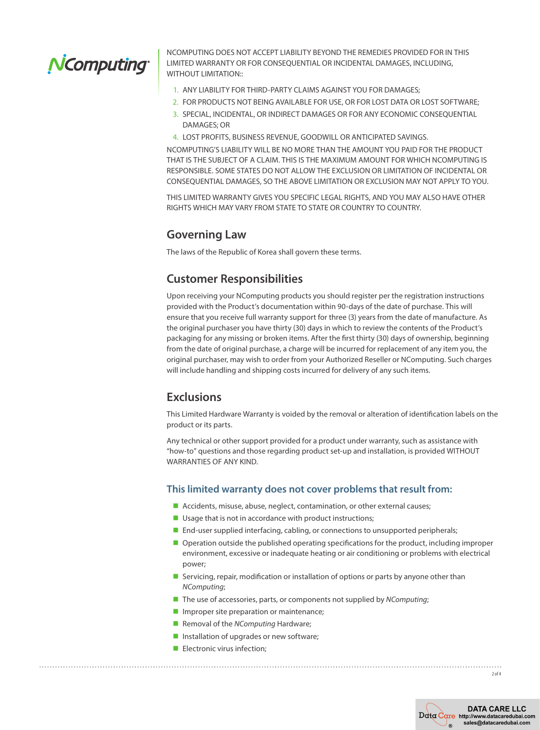NCOMPUTING DOES NOT ACCEPT LIABILITY BEYOND THE REMEDIES PROVIDED FOR IN THIS LIMITED WARRANTY OR FOR CONSEQUENTIAL OR INCIDENTAL DAMAGES, INCLUDING, WITHOUT LIMITATION::

1. ANY LIABILITY FOR THIRD-PARTY CLAIMS AGAINST YOU FOR DAMAGES;
2. FOR PRODUCTS NOT BEING AVAILABLE FOR USE, OR FOR LOST DATA OR LOST SOFTWARE;
3. SPECIAL, INCIDENTAL, OR INDIRECT DAMAGES OR FOR ANY ECONOMIC CONSEQUENTIAL DAMAGES; OR
4. LOST PROFITS, BUSINESS REVENUE, GOODWILL OR ANTICIPATED SAVINGS.

NCOMPUTING'S LIABILITY WILL BE NO MORE THAN THE AMOUNT YOU PAID FOR THE PRODUCT THAT IS THE SUBJECT OF A CLAIM. THIS IS THE MAXIMUM AMOUNT FOR WHICH NCOMPUTING IS RESPONSIBLE. SOME STATES DO NOT ALLOW THE EXCLUSION OR LIMITATION OF INCIDENTAL OR CONSEQUENTIAL DAMAGES, SO THE ABOVE LIMITATION OR EXCLUSION MAY NOT APPLY TO YOU.

THIS LIMITED WARRANTY GIVES YOU SPECIFIC LEGAL RIGHTS, AND YOU MAY ALSO HAVE OTHER RIGHTS WHICH MAY VARY FROM STATE TO STATE OR COUNTRY TO COUNTRY.

## Governing Law

The laws of the Republic of Korea shall govern these terms.

## Customer Responsibilities

Upon receiving your NComputing products you should register per the registration instructions provided with the Product's documentation within 90-days of the date of purchase. This will ensure that you receive full warranty support for three (3) years from the date of manufacture. As the original purchaser you have thirty (30) days in which to review the contents of the Product's packaging for any missing or broken items. After the first thirty (30) days of ownership, beginning from the date of original purchase, a charge will be incurred for replacement of any item you, the original purchaser, may wish to order from your Authorized Reseller or NComputing. Such charges will include handling and shipping costs incurred for delivery of any such items.

## Exclusions

This Limited Hardware Warranty is voided by the removal or alteration of identification labels on the product or its parts.

Any technical or other support provided for a product under warranty, such as assistance with "how-to" questions and those regarding product set-up and installation, is provided WITHOUT WARRANTIES OF ANY KIND.

### This limited warranty does not cover problems that result from:

- Accidents, misuse, abuse, neglect, contamination, or other external causes;
- Usage that is not in accordance with product instructions;
- End-user supplied interfacing, cabling, or connections to unsupported peripherals;
- Operation outside the published operating specifications for the product, including improper environment, excessive or inadequate heating or air conditioning or problems with electrical power;
- Servicing, repair, modification or installation of options or parts by anyone other than *NComputing*;
- The use of accessories, parts, or components not supplied by *NComputing*;
- Improper site preparation or maintenance;
- Removal of the *NComputing* Hardware;
- Installation of upgrades or new software;
- Electronic virus infection;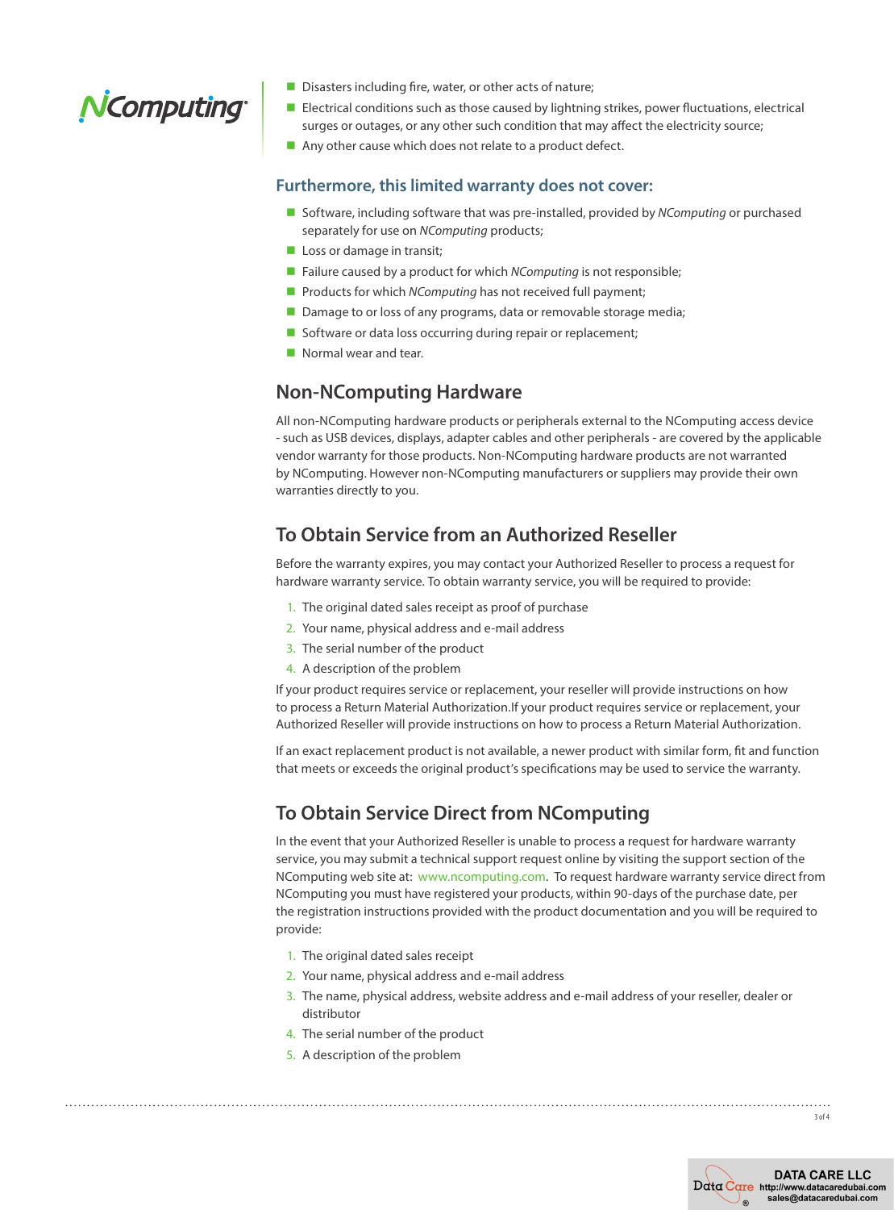- Disasters including fire, water, or other acts of nature;
- Electrical conditions such as those caused by lightning strikes, power fluctuations, electrical surges or outages, or any other such condition that may affect the electricity source;
- Any other cause which does not relate to a product defect.

### Furthermore, this limited warranty does not cover:

- Software, including software that was pre-installed, provided by *NComputing* or purchased separately for use on *NComputing* products;
- Loss or damage in transit;
- Failure caused by a product for which *NComputing* is not responsible;
- Products for which *NComputing* has not received full payment;
- Damage to or loss of any programs, data or removable storage media;
- Software or data loss occurring during repair or replacement;
- Normal wear and tear.

## Non-NComputing Hardware

All non-NComputing hardware products or peripherals external to the NComputing access device - such as USB devices, displays, adapter cables and other peripherals - are covered by the applicable vendor warranty for those products. Non-NComputing hardware products are not warranted by NComputing. However non-NComputing manufacturers or suppliers may provide their own warranties directly to you.

## To Obtain Service from an Authorized Reseller

Before the warranty expires, you may contact your Authorized Reseller to process a request for hardware warranty service. To obtain warranty service, you will be required to provide:

1. The original dated sales receipt as proof of purchase
2. Your name, physical address and e-mail address
3. The serial number of the product
4. A description of the problem

If your product requires service or replacement, your reseller will provide instructions on how to process a Return Material Authorization.If your product requires service or replacement, your Authorized Reseller will provide instructions on how to process a Return Material Authorization.

If an exact replacement product is not available, a newer product with similar form, fit and function that meets or exceeds the original product's specifications may be used to service the warranty.

## To Obtain Service Direct from NComputing

In the event that your Authorized Reseller is unable to process a request for hardware warranty service, you may submit a technical support request online by visiting the support section of the NComputing web site at: www.ncomputing.com. To request hardware warranty service direct from NComputing you must have registered your products, within 90-days of the purchase date, per the registration instructions provided with the product documentation and you will be required to provide:

1. The original dated sales receipt
2. Your name, physical address and e-mail address
3. The name, physical address, website address and e-mail address of your reseller, dealer or distributor
4. The serial number of the product
5. A description of the problem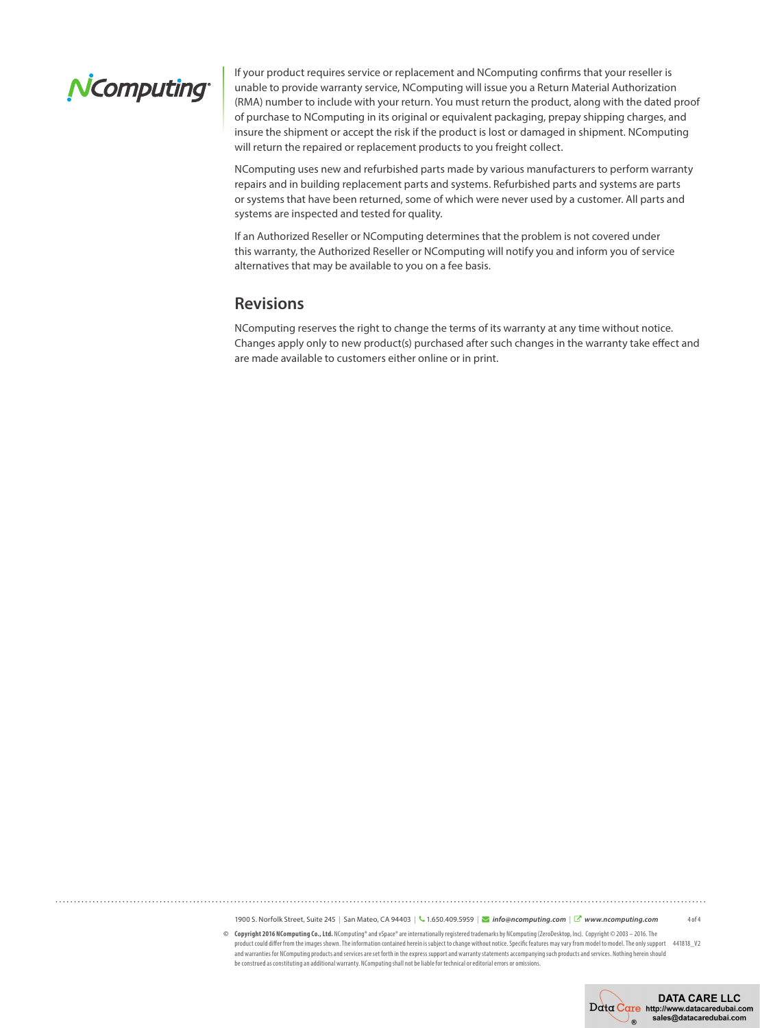If your product requires service or replacement and NComputing confirms that your reseller is unable to provide warranty service, NComputing will issue you a Return Material Authorization (RMA) number to include with your return. You must return the product, along with the dated proof of purchase to NComputing in its original or equivalent packaging, prepay shipping charges, and insure the shipment or accept the risk if the product is lost or damaged in shipment. NComputing will return the repaired or replacement products to you freight collect.

NComputing uses new and refurbished parts made by various manufacturers to perform warranty repairs and in building replacement parts and systems. Refurbished parts and systems are parts or systems that have been returned, some of which were never used by a customer. All parts and systems are inspected and tested for quality.

If an Authorized Reseller or NComputing determines that the problem is not covered under this warranty, the Authorized Reseller or NComputing will notify you and inform you of service alternatives that may be available to you on a fee basis.

## Revisions

NComputing reserves the right to change the terms of its warranty at any time without notice. Changes apply only to new product(s) purchased after such changes in the warranty take effect and are made available to customers either online or in print.

1900 S. Norfolk Street, Suite 245 | San Mateo, CA 94403 | 1.650.409.5959 | *info@ncomputing.com* | *www.ncomputing.com*

© **Copyright 2016 NComputing Co., Ltd.** NComputing® and vSpace® are internationally registered trademarks by NComputing (ZeroDesktop, Inc). Copyright © 2003 – 2016. The product could differ from the images shown. The information contained herein is subject to change without notice. Specific features may vary from model to model. The only support and warranties for NComputing products and services are set forth in the express support and warranty statements accompanying such products and services. Nothing herein should be construed as constituting an additional warranty. NComputing shall not be liable for technical or editorial errors or omissions. 441818_V2

DATA CARE LLC
http://www.datacaredubai.com
sales@datacaredubai.com